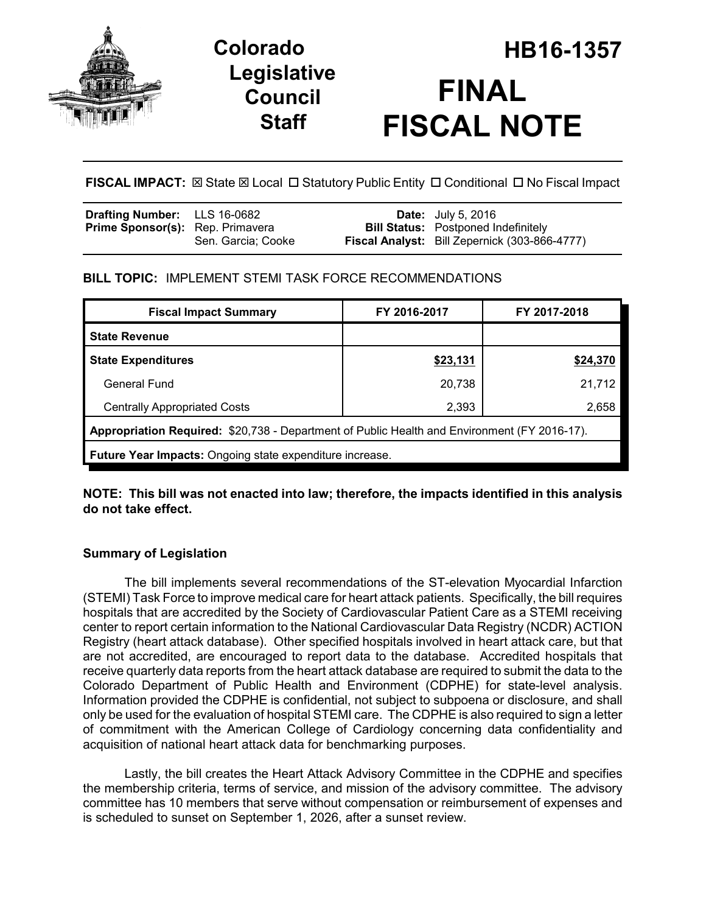# Colorado Legislative Council Staff

# HB16-1357

# FINAL FISCAL NOTE

**FISCAL IMPACT:** ☒ State ☒ Local ☐ Statutory Public Entity ☐ Conditional ☐ No Fiscal Impact

| | | | |
|---|---|---|---|
| **Drafting Number:** | LLS 16-0682 | **Date:** | July 5, 2016 |
| **Prime Sponsor(s):** | Rep. Primavera<br>Sen. Garcia; Cooke | **Bill Status:** | Postponed Indefinitely |
| | | **Fiscal Analyst:** | Bill Zepernick (303-866-4777) |

**BILL TOPIC:** IMPLEMENT STEMI TASK FORCE RECOMMENDATIONS

| Fiscal Impact Summary | FY 2016-2017 | FY 2017-2018 |
|---|---|---|
| **State Revenue** | | |
| **State Expenditures** | **$23,131** | **$24,370** |
| General Fund | 20,738 | 21,712 |
| Centrally Appropriated Costs | 2,393 | 2,658 |
| **Appropriation Required:** $20,738 - Department of Public Health and Environment (FY 2016-17). | | |
| **Future Year Impacts:** Ongoing state expenditure increase. | | |

**NOTE: This bill was not enacted into law; therefore, the impacts identified in this analysis do not take effect.**

## Summary of Legislation

The bill implements several recommendations of the ST-elevation Myocardial Infarction (STEMI) Task Force to improve medical care for heart attack patients. Specifically, the bill requires hospitals that are accredited by the Society of Cardiovascular Patient Care as a STEMI receiving center to report certain information to the National Cardiovascular Data Registry (NCDR) ACTION Registry (heart attack database). Other specified hospitals involved in heart attack care, but that are not accredited, are encouraged to report data to the database. Accredited hospitals that receive quarterly data reports from the heart attack database are required to submit the data to the Colorado Department of Public Health and Environment (CDPHE) for state-level analysis. Information provided the CDPHE is confidential, not subject to subpoena or disclosure, and shall only be used for the evaluation of hospital STEMI care. The CDPHE is also required to sign a letter of commitment with the American College of Cardiology concerning data confidentiality and acquisition of national heart attack data for benchmarking purposes.

Lastly, the bill creates the Heart Attack Advisory Committee in the CDPHE and specifies the membership criteria, terms of service, and mission of the advisory committee. The advisory committee has 10 members that serve without compensation or reimbursement of expenses and is scheduled to sunset on September 1, 2026, after a sunset review.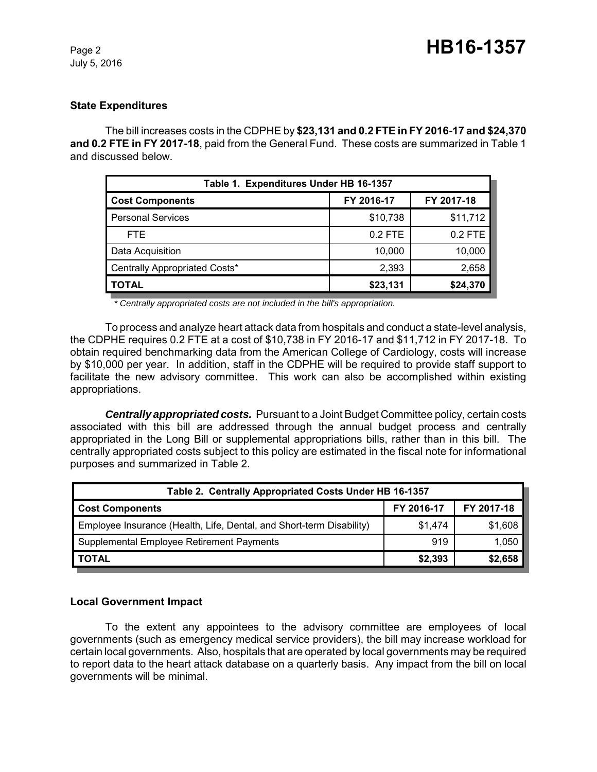### State Expenditures

The bill increases costs in the CDPHE by **$23,131 and 0.2 FTE in FY 2016-17 and $24,370 and 0.2 FTE in FY 2017-18**, paid from the General Fund. These costs are summarized in Table 1 and discussed below.

| Table 1. Expenditures Under HB 16-1357 | | |
|---|---|---|
| **Cost Components** | **FY 2016-17** | **FY 2017-18** |
| Personal Services | $10,738 | $11,712 |
| FTE | 0.2 FTE | 0.2 FTE |
| Data Acquisition | 10,000 | 10,000 |
| Centrally Appropriated Costs* | 2,393 | 2,658 |
| **TOTAL** | **$23,131** | **$24,370** |

*\* Centrally appropriated costs are not included in the bill's appropriation.*

To process and analyze heart attack data from hospitals and conduct a state-level analysis, the CDPHE requires 0.2 FTE at a cost of $10,738 in FY 2016-17 and $11,712 in FY 2017-18. To obtain required benchmarking data from the American College of Cardiology, costs will increase by $10,000 per year. In addition, staff in the CDPHE will be required to provide staff support to facilitate the new advisory committee. This work can also be accomplished within existing appropriations.

***Centrally appropriated costs.*** Pursuant to a Joint Budget Committee policy, certain costs associated with this bill are addressed through the annual budget process and centrally appropriated in the Long Bill or supplemental appropriations bills, rather than in this bill. The centrally appropriated costs subject to this policy are estimated in the fiscal note for informational purposes and summarized in Table 2.

| Table 2. Centrally Appropriated Costs Under HB 16-1357 | | |
|---|---|---|
| **Cost Components** | **FY 2016-17** | **FY 2017-18** |
| Employee Insurance (Health, Life, Dental, and Short-term Disability) | $1,474 | $1,608 |
| Supplemental Employee Retirement Payments | 919 | 1,050 |
| **TOTAL** | **$2,393** | **$2,658** |

### Local Government Impact

To the extent any appointees to the advisory committee are employees of local governments (such as emergency medical service providers), the bill may increase workload for certain local governments. Also, hospitals that are operated by local governments may be required to report data to the heart attack database on a quarterly basis. Any impact from the bill on local governments will be minimal.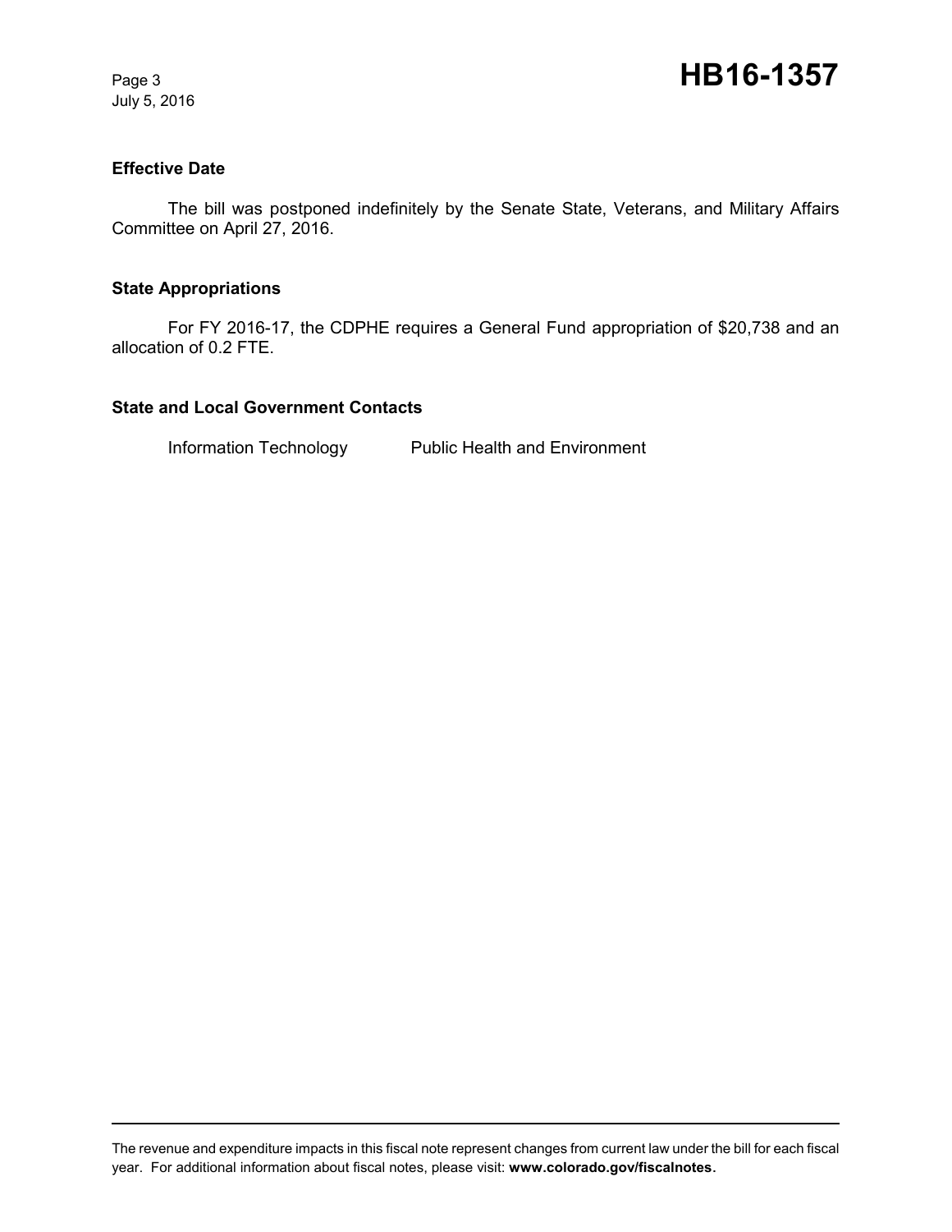## Effective Date

The bill was postponed indefinitely by the Senate State, Veterans, and Military Affairs Committee on April 27, 2016.

## State Appropriations

For FY 2016-17, the CDPHE requires a General Fund appropriation of $20,738 and an allocation of 0.2 FTE.

## State and Local Government Contacts

Information Technology    Public Health and Environment

The revenue and expenditure impacts in this fiscal note represent changes from current law under the bill for each fiscal year. For additional information about fiscal notes, please visit: **www.colorado.gov/fiscalnotes.**